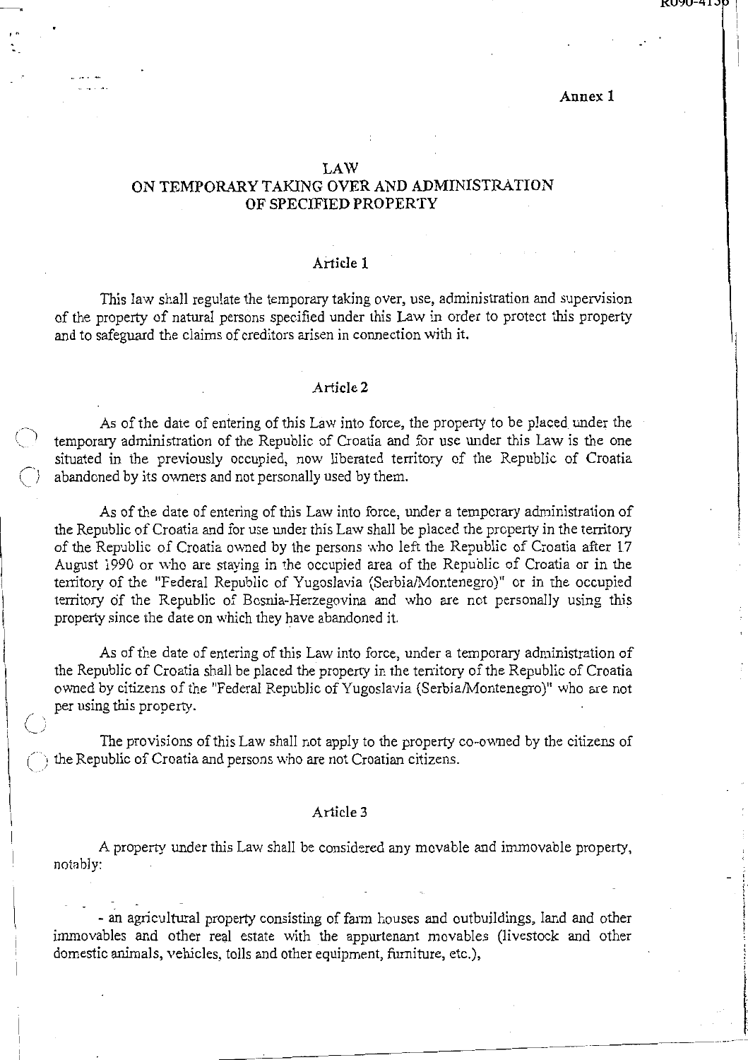Annex 1

# LAW
# ON TEMPORARY TAKING OVER AND ADMINISTRATION OF SPECIFIED PROPERTY

## Article 1

This law shall regulate the temporary taking over, use, administration and supervision of the property of natural persons specified under this Law in order to protect this property and to safeguard the claims of creditors arisen in connection with it.

## Article 2

As of the date of entering of this Law into force, the property to be placed under the temporary administration of the Republic of Croatia and for use under this Law is the one situated in the previously occupied, now liberated territory of the Republic of Croatia abandoned by its owners and not personally used by them.

As of the date of entering of this Law into force, under a temporary administration of the Republic of Croatia and for use under this Law shall be placed the property in the territory of the Republic of Croatia owned by the persons who left the Republic of Croatia after 17 August 1990 or who are staying in the occupied area of the Republic of Croatia or in the territory of the "Federal Republic of Yugoslavia (Serbia/Montenegro)" or in the occupied territory of the Republic of Bosnia-Herzegovina and who are not personally using this property since the date on which they have abandoned it.

As of the date of entering of this Law into force, under a temporary administration of the Republic of Croatia shall be placed the property in the territory of the Republic of Croatia owned by citizens of the "Federal Republic of Yugoslavia (Serbia/Montenegro)" who are not per using this property.

The provisions of this Law shall not apply to the property co-owned by the citizens of the Republic of Croatia and persons who are not Croatian citizens.

## Article 3

A property under this Law shall be considered any movable and immovable property, notably:

- an agricultural property consisting of farm houses and outbuildings, land and other immovables and other real estate with the appurtenant movables (livestock and other domestic animals, vehicles, tolls and other equipment, furniture, etc.),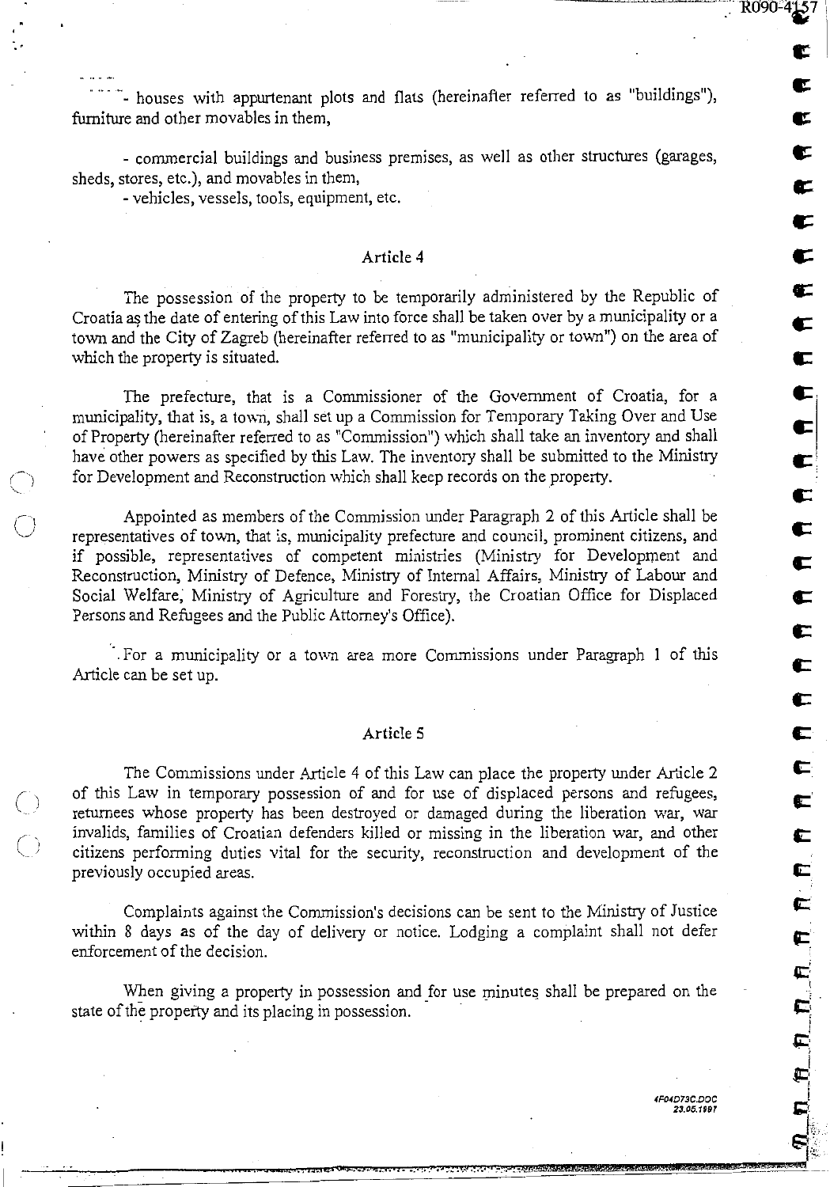- houses with appurtenant plots and flats (hereinafter referred to as "buildings"), furniture and other movables in them,

- commercial buildings and business premises, as well as other structures (garages, sheds, stores, etc.), and movables in them,
- vehicles, vessels, tools, equipment, etc.

### Article 4

The possession of the property to be temporarily administered by the Republic of Croatia as the date of entering of this Law into force shall be taken over by a municipality or a town and the City of Zagreb (hereinafter referred to as "municipality or town") on the area of which the property is situated.

The prefecture, that is a Commissioner of the Government of Croatia, for a municipality, that is, a town, shall set up a Commission for Temporary Taking Over and Use of Property (hereinafter referred to as "Commission") which shall take an inventory and shall have other powers as specified by this Law. The inventory shall be submitted to the Ministry for Development and Reconstruction which shall keep records on the property.

Appointed as members of the Commission under Paragraph 2 of this Article shall be representatives of town, that is, municipality prefecture and council, prominent citizens, and if possible, representatives of competent ministries (Ministry for Development and Reconstruction, Ministry of Defence, Ministry of Internal Affairs, Ministry of Labour and Social Welfare, Ministry of Agriculture and Forestry, the Croatian Office for Displaced Persons and Refugees and the Public Attorney's Office).

For a municipality or a town area more Commissions under Paragraph 1 of this Article can be set up.

### Article 5

The Commissions under Article 4 of this Law can place the property under Article 2 of this Law in temporary possession of and for use of displaced persons and refugees, returnees whose property has been destroyed or damaged during the liberation war, war invalids, families of Croatian defenders killed or missing in the liberation war, and other citizens performing duties vital for the security, reconstruction and development of the previously occupied areas.

Complaints against the Commission's decisions can be sent to the Ministry of Justice within 8 days as of the day of delivery or notice. Lodging a complaint shall not defer enforcement of the decision.

When giving a property in possession and for use minutes shall be prepared on the state of the property and its placing in possession.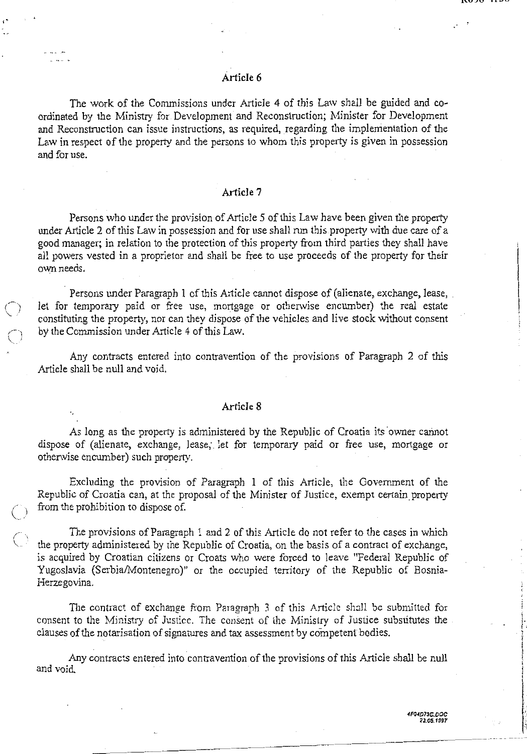## Article 6

The work of the Commissions under Article 4 of this Law shall be guided and co-ordinated by the Ministry for Development and Reconstruction; Minister for Development and Reconstruction can issue instructions, as required, regarding the implementation of the Law in respect of the property and the persons to whom this property is given in possession and for use.

## Article 7

Persons who under the provision of Article 5 of this Law have been given the property under Article 2 of this Law in possession and for use shall run this property with due care of a good manager; in relation to the protection of this property from third parties they shall have all powers vested in a proprietor and shall be free to use proceeds of the property for their own needs.

Persons under Paragraph 1 of this Article cannot dispose of (alienate, exchange, lease, let for temporary paid or free use, mortgage or otherwise encumber) the real estate constituting the property, nor can they dispose of the vehicles and live stock without consent by the Commission under Article 4 of this Law.

Any contracts entered into contravention of the provisions of Paragraph 2 of this Article shall be null and void.

## Article 8

As long as the property is administered by the Republic of Croatia its owner cannot dispose of (alienate, exchange, lease, let for temporary paid or free use, mortgage or otherwise encumber) such property.

Excluding the provision of Paragraph 1 of this Article, the Government of the Republic of Croatia can, at the proposal of the Minister of Justice, exempt certain property from the prohibition to dispose of.

The provisions of Paragraph 1 and 2 of this Article do not refer to the cases in which the property administered by the Republic of Croatia, on the basis of a contract of exchange, is acquired by Croatian citizens or Croats who were forced to leave "Federal Republic of Yugoslavia (Serbia/Montenegro)" or the occupied territory of the Republic of Bosnia-Herzegovina.

The contract of exchange from Paragraph 3 of this Article shall be submitted for consent to the Ministry of Justice. The consent of the Ministry of Justice substitutes the clauses of the notarisation of signatures and tax assessment by competent bodies.

Any contracts entered into contravention of the provisions of this Article shall be null and void.

4F04D73C.DOC
23.05.1997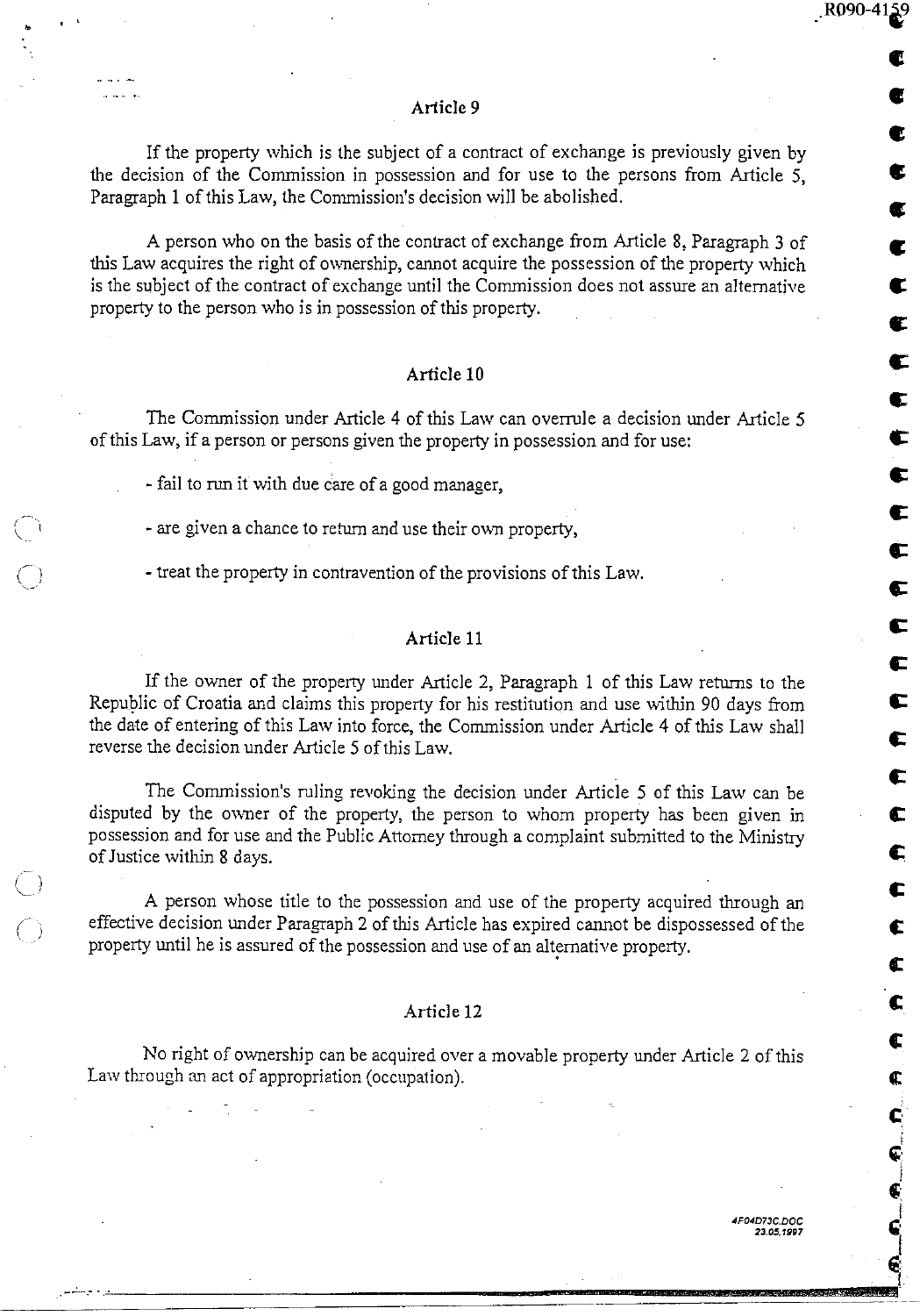## Article 9

If the property which is the subject of a contract of exchange is previously given by the decision of the Commission in possession and for use to the persons from Article 5, Paragraph 1 of this Law, the Commission's decision will be abolished.

A person who on the basis of the contract of exchange from Article 8, Paragraph 3 of this Law acquires the right of ownership, cannot acquire the possession of the property which is the subject of the contract of exchange until the Commission does not assure an alternative property to the person who is in possession of this property.

## Article 10

The Commission under Article 4 of this Law can overrule a decision under Article 5 of this Law, if a person or persons given the property in possession and for use:

- fail to run it with due care of a good manager,
- are given a chance to return and use their own property,
- treat the property in contravention of the provisions of this Law.

## Article 11

If the owner of the property under Article 2, Paragraph 1 of this Law returns to the Republic of Croatia and claims this property for his restitution and use within 90 days from the date of entering of this Law into force, the Commission under Article 4 of this Law shall reverse the decision under Article 5 of this Law.

The Commission's ruling revoking the decision under Article 5 of this Law can be disputed by the owner of the property, the person to whom property has been given in possession and for use and the Public Attorney through a complaint submitted to the Ministry of Justice within 8 days.

A person whose title to the possession and use of the property acquired through an effective decision under Paragraph 2 of this Article has expired cannot be dispossessed of the property until he is assured of the possession and use of an alternative property.

## Article 12

No right of ownership can be acquired over a movable property under Article 2 of this Law through an act of appropriation (occupation).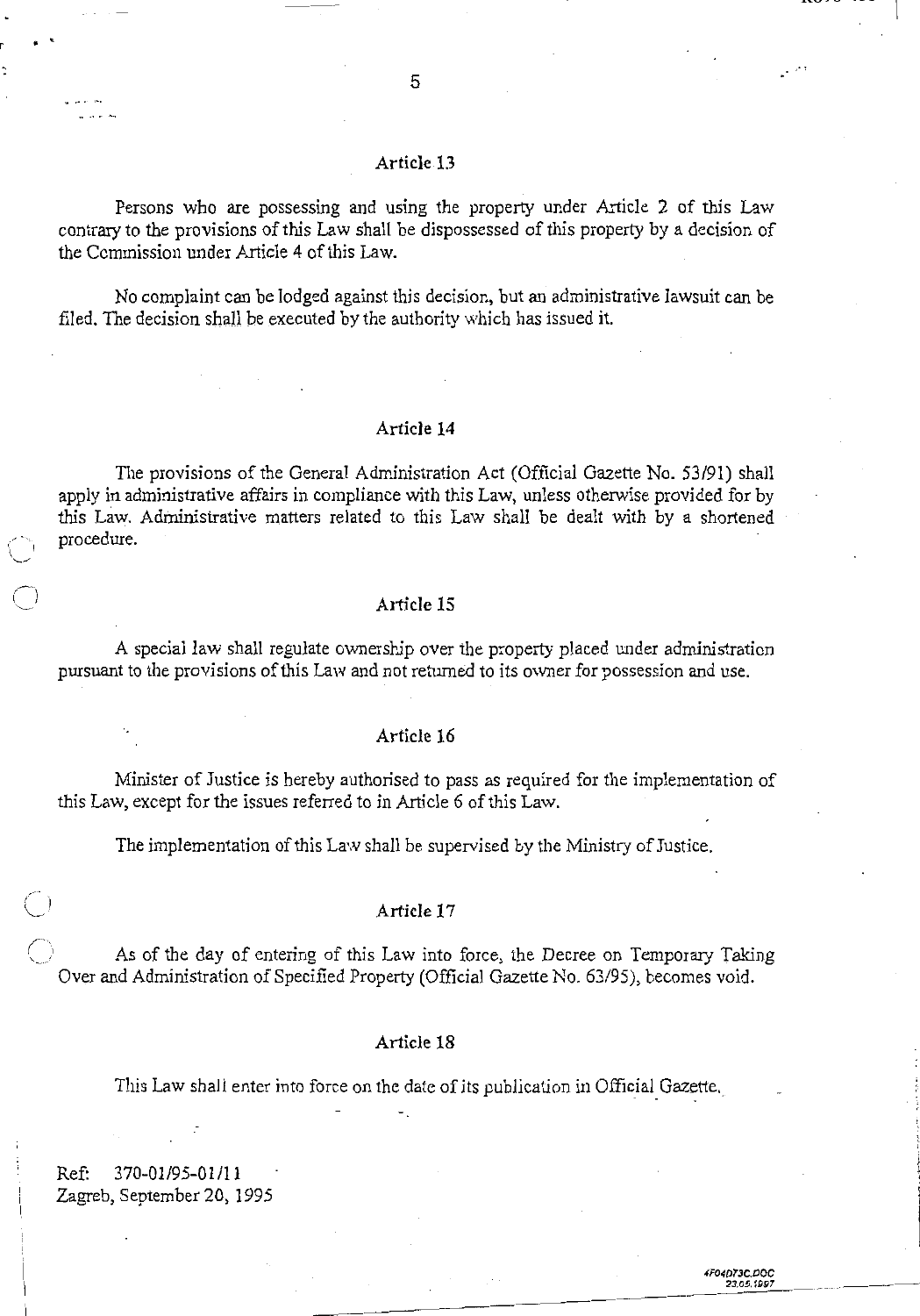## Article 13

Persons who are possessing and using the property under Article 2 of this Law contrary to the provisions of this Law shall be dispossessed of this property by a decision of the Commission under Article 4 of this Law.

No complaint can be lodged against this decision, but an administrative lawsuit can be filed. The decision shall be executed by the authority which has issued it.

## Article 14

The provisions of the General Administration Act (Official Gazette No. 53/91) shall apply in administrative affairs in compliance with this Law, unless otherwise provided for by this Law. Administrative matters related to this Law shall be dealt with by a shortened procedure.

## Article 15

A special law shall regulate ownership over the property placed under administration pursuant to the provisions of this Law and not returned to its owner for possession and use.

## Article 16

Minister of Justice is hereby authorised to pass as required for the implementation of this Law, except for the issues referred to in Article 6 of this Law.

The implementation of this Law shall be supervised by the Ministry of Justice.

## Article 17

As of the day of entering of this Law into force, the Decree on Temporary Taking Over and Administration of Specified Property (Official Gazette No. 63/95), becomes void.

## Article 18

This Law shall enter into force on the date of its publication in Official Gazette.

Ref: 370-01/95-01/11
Zagreb, September 20, 1995